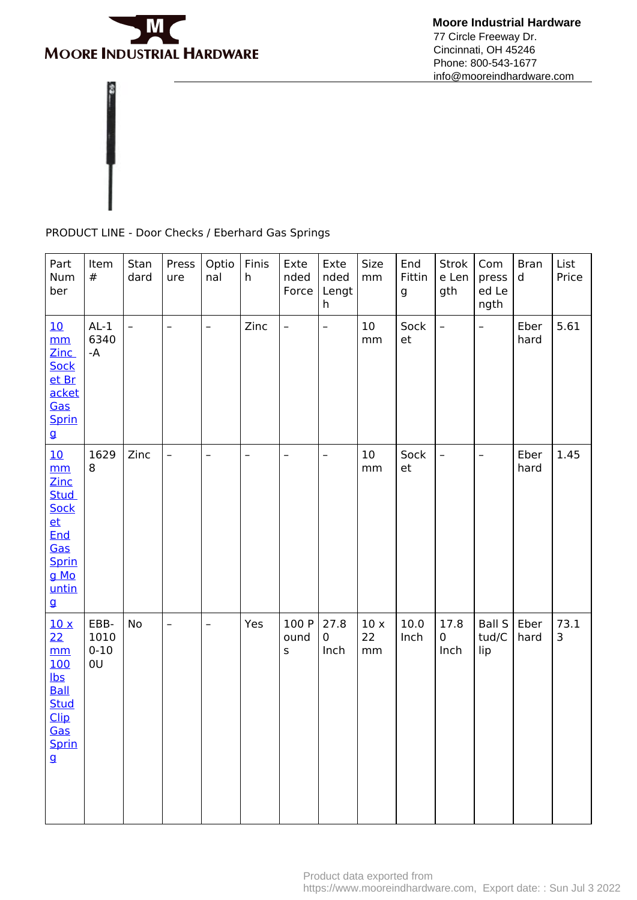**Moore Industrial Hardware**
77 Circle Freeway Dr.
Cincinnati, OH 45246
Phone: 800-543-1677
info@mooreindhardware.com

PRODUCT LINE - Door Checks / Eberhard Gas Springs

| Part Number | Item # | Standard | Pressure | Optional | Finish | Extended Force | Extended Length | Size mm | End Fitting | Stroke Length | Compressed Length | Brand | List Price |
|---|---|---|---|---|---|---|---|---|---|---|---|---|---|
| 10 mm Zinc Socket Bracket Gas Spring | AL-16340-A | – | – | – | Zinc | – | – | 10 mm | Socket | – | – | Eberhard | 5.61 |
| 10 mm Zinc Stud Socket End Gas Spring Mounting | 16298 | Zinc | – | – | – | – | – | 10 mm | Socket | – | – | Eberhard | 1.45 |
| 10 x 22 mm 100 lbs Ball Stud Clip Gas Spring | EBB-10100-100U | No | – | – | Yes | 100 Pounds | 27.80 Inch | 10 x 22 mm | 10.0 Inch | 17.80 Inch | Ball Stud/Clip | Eberhard | 73.13 |

Product data exported from https://www.mooreindhardware.com, Export date: : Sun Jul 3 2022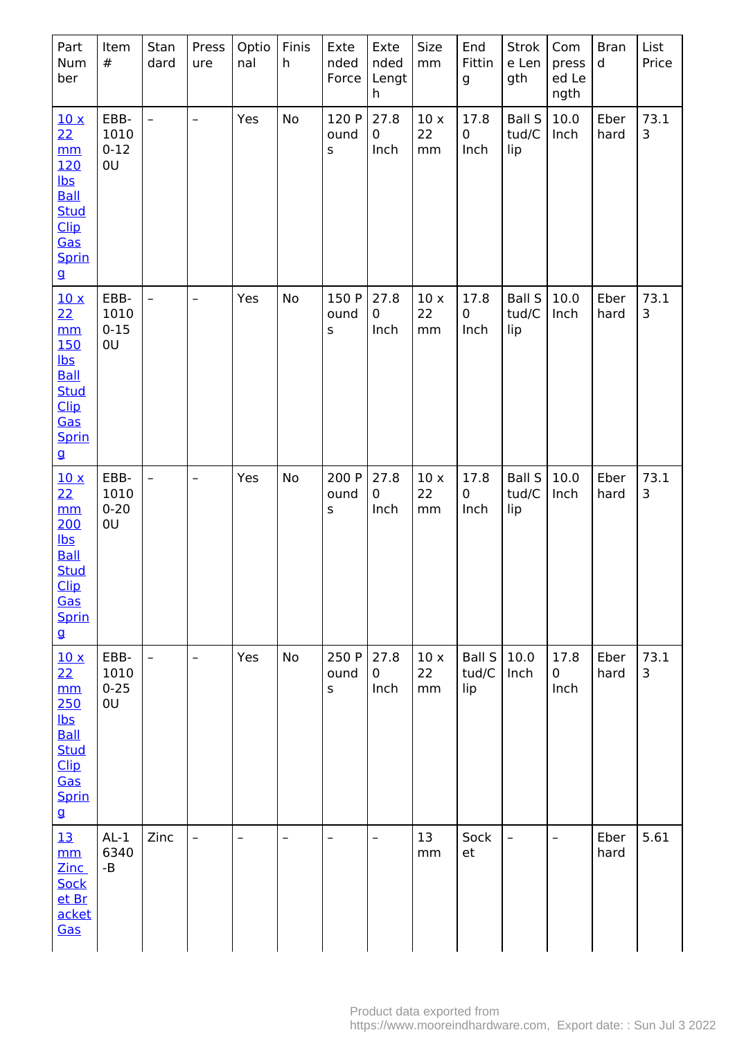| Part Number | Item # | Standard | Pressure | Optional | Finish | Extended Force | Extended Length | Size mm | End Fitting | Stroke Length | Compressed Length | Brand | List Price |
|---|---|---|---|---|---|---|---|---|---|---|---|---|---|
| 10 x 22 mm 120 lbs Ball Stud Clip Gas Spring | EBB-10100-120U | – | – | Yes | No | 120 Pounds | 27.80 Inch | 10 x 22 mm | 17.80 Inch | Ball Stud/Clip | 10.0 Inch | Eberhard | 73.13 |
| 10 x 22 mm 150 lbs Ball Stud Clip Gas Spring | EBB-10100-150U | – | – | Yes | No | 150 Pounds | 27.80 Inch | 10 x 22 mm | 17.80 Inch | Ball Stud/Clip | 10.0 Inch | Eberhard | 73.13 |
| 10 x 22 mm 200 lbs Ball Stud Clip Gas Spring | EBB-10100-200U | – | – | Yes | No | 200 Pounds | 27.80 Inch | 10 x 22 mm | 17.80 Inch | Ball Stud/Clip | 10.0 Inch | Eberhard | 73.13 |
| 10 x 22 mm 250 lbs Ball Stud Clip Gas Spring | EBB-10100-250U | – | – | Yes | No | 250 Pounds | 27.80 Inch | 10 x 22 mm | Ball Stud/Clip | 10.0 Inch | 17.80 Inch | Eberhard | 73.13 |
| 13 mm Zinc Socket Bracket Gas | AL-16340-B | Zinc | – | – | – | – | – | 13 mm | Socket | – | – | Eberhard | 5.61 |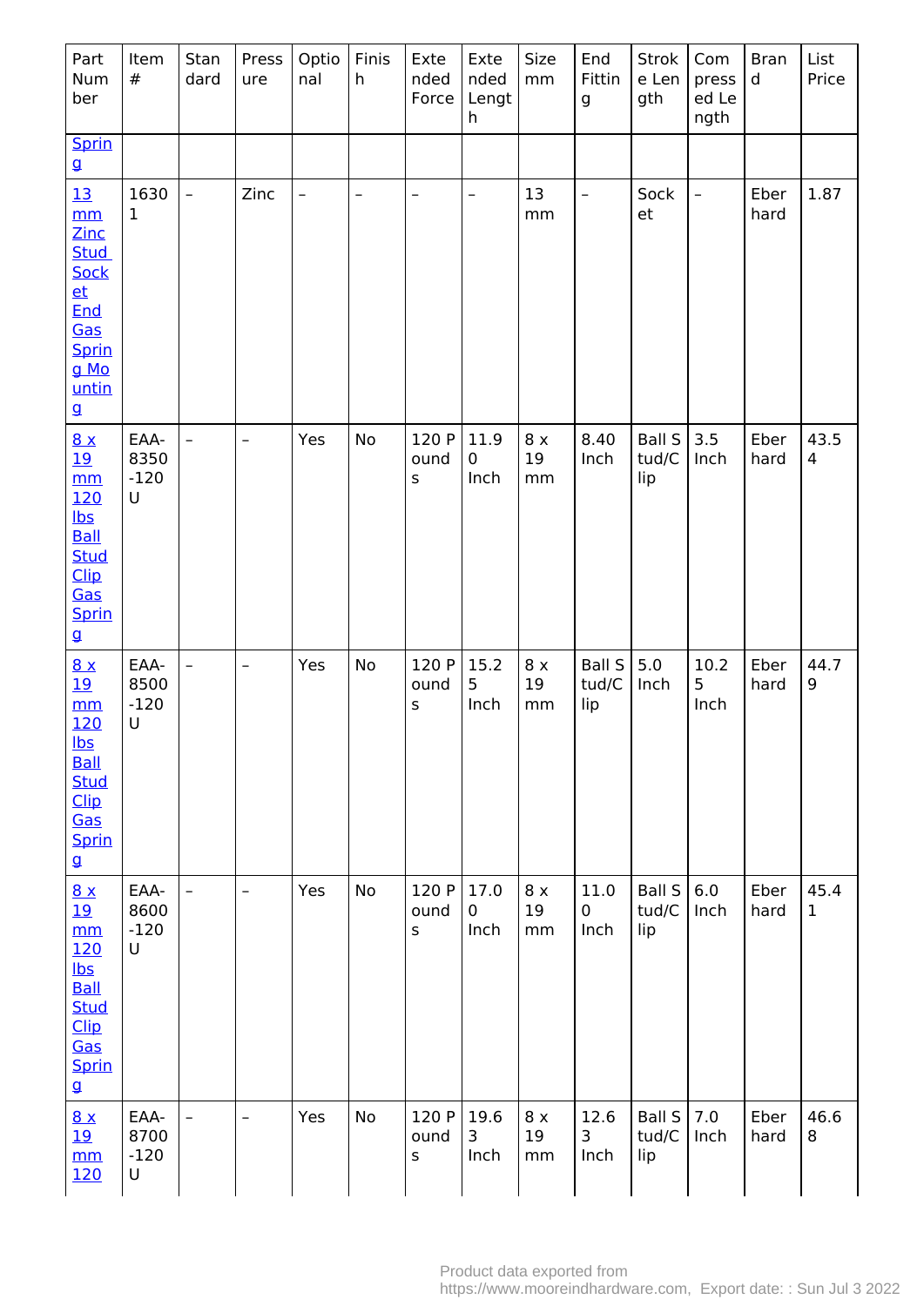| Part Number | Item # | Standard | Pressure | Optional | Finish | Extended Force | Extended Length | Size mm | End Fitting | Stroke Length | Compressed Length | Brand | List Price |
|---|---|---|---|---|---|---|---|---|---|---|---|---|---|
| Spring | | | | | | | | | | | | | |
| 13 mm Zinc Stud Socket End Gas Spring Mounting | 16301 | – | Zinc | – | – | – | – | 13 mm | – | Socket | – | Eberhard | 1.87 |
| 8 x 19 mm 120 lbs Ball Stud Clip Gas Spring | EAA-8350-120U | – | – | Yes | No | 120 Pounds | 11.90 Inch | 8 x 19 mm | 8.40 Inch | Ball Stud/Clip | 3.5 Inch | Eberhard | 43.54 |
| 8 x 19 mm 120 lbs Ball Stud Clip Gas Spring | EAA-8500-120U | – | – | Yes | No | 120 Pounds | 15.25 Inch | 8 x 19 mm | Ball Stud/Clip | 5.0 Inch | 10.25 Inch | Eberhard | 44.79 |
| 8 x 19 mm 120 lbs Ball Stud Clip Gas Spring | EAA-8600-120U | – | – | Yes | No | 120 Pounds | 17.00 Inch | 8 x 19 mm | 11.00 Inch | Ball Stud/Clip | 6.0 Inch | Eberhard | 45.41 |
| 8 x 19 mm 120 | EAA-8700-120U | – | – | Yes | No | 120 Pounds | 19.63 Inch | 8 x 19 mm | 12.63 Inch | Ball Stud/Clip | 7.0 Inch | Eberhard | 46.68 |

Product data exported from https://www.mooreindhardware.com, Export date: : Sun Jul 3 2022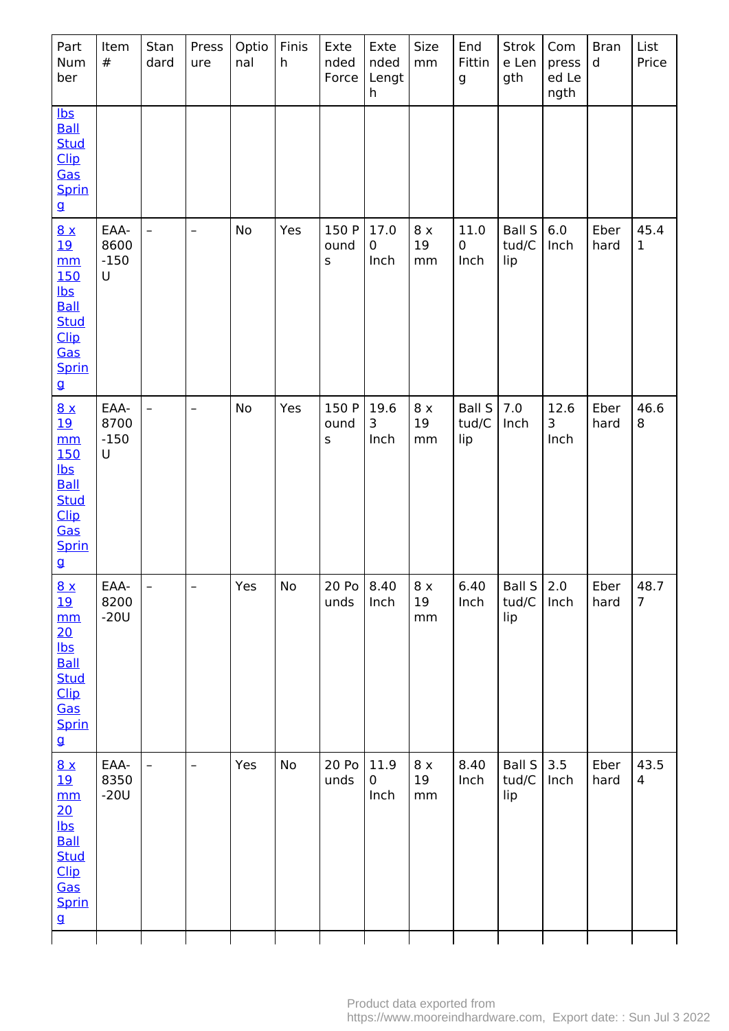| Part Number | Item # | Standard | Pressure | Optional | Finish | Extended Force | Extended Length | Size mm | End Fitting | Stroke Length | Compressed Length | Brand | List Price |
|---|---|---|---|---|---|---|---|---|---|---|---|---|---|
| lbs Ball Stud Clip Gas Spring | | | | | | | | | | | | | |
| 8 x 19 mm 150 lbs Ball Stud Clip Gas Spring | EAA-8600-150U | – | – | No | Yes | 150 Pounds | 17.00 Inch | 8 x 19 mm | 11.00 Inch | Ball Stud/Clip | 6.0 Inch | Eberhard | 45.41 |
| 8 x 19 mm 150 lbs Ball Stud Clip Gas Spring | EAA-8700-150U | – | – | No | Yes | 150 Pounds | 19.63 Inch | 8 x 19 mm | Ball Stud/Clip | 7.0 Inch | 12.63 Inch | Eberhard | 46.68 |
| 8 x 19 mm 20 lbs Ball Stud Clip Gas Spring | EAA-8200-20U | – | – | Yes | No | 20 Pounds | 8.40 Inch | 8 x 19 mm | 6.40 Inch | Ball Stud/Clip | 2.0 Inch | Eberhard | 48.77 |
| 8 x 19 mm 20 lbs Ball Stud Clip Gas Spring | EAA-8350-20U | – | – | Yes | No | 20 Pounds | 11.90 Inch | 8 x 19 mm | 8.40 Inch | Ball Stud/Clip | 3.5 Inch | Eberhard | 43.54 |

Product data exported from https://www.mooreindhardware.com, Export date: : Sun Jul 3 2022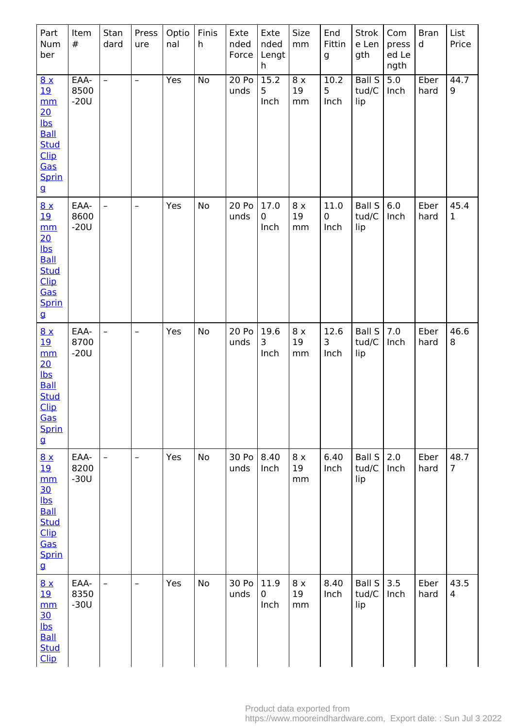| Part Number | Item # | Standard | Pressure | Optional | Finish | Extended Force | Extended Length | Size mm | End Fitting | Stroke Length | Compressed Length | Brand | List Price |
|---|---|---|---|---|---|---|---|---|---|---|---|---|---|
| [8 x 19 mm 20 lbs Ball Stud Clip Gas Spring]() | EAA-8500-20U | – | – | Yes | No | 20 Pounds | 15.25 Inch | 8 x 19 mm | 10.25 Inch | Ball Stud/Clip | 5.0 Inch | Eberhard | 44.79 |
| [8 x 19 mm 20 lbs Ball Stud Clip Gas Spring]() | EAA-8600-20U | – | – | Yes | No | 20 Pounds | 17.00 Inch | 8 x 19 mm | 11.00 Inch | Ball Stud/Clip | 6.0 Inch | Eberhard | 45.41 |
| [8 x 19 mm 20 lbs Ball Stud Clip Gas Spring]() | EAA-8700-20U | – | – | Yes | No | 20 Pounds | 19.63 Inch | 8 x 19 mm | 12.63 Inch | Ball Stud/Clip | 7.0 Inch | Eberhard | 46.68 |
| [8 x 19 mm 30 lbs Ball Stud Clip Gas Spring]() | EAA-8200-30U | – | – | Yes | No | 30 Pounds | 8.40 Inch | 8 x 19 mm | 6.40 Inch | Ball Stud/Clip | 2.0 Inch | Eberhard | 48.77 |
| [8 x 19 mm 30 lbs Ball Stud Clip]() | EAA-8350-30U | – | – | Yes | No | 30 Pounds | 11.90 Inch | 8 x 19 mm | 8.40 Inch | Ball Stud/Clip | 3.5 Inch | Eberhard | 43.54 |

Product data exported from https://www.mooreindhardware.com, Export date: : Sun Jul 3 2022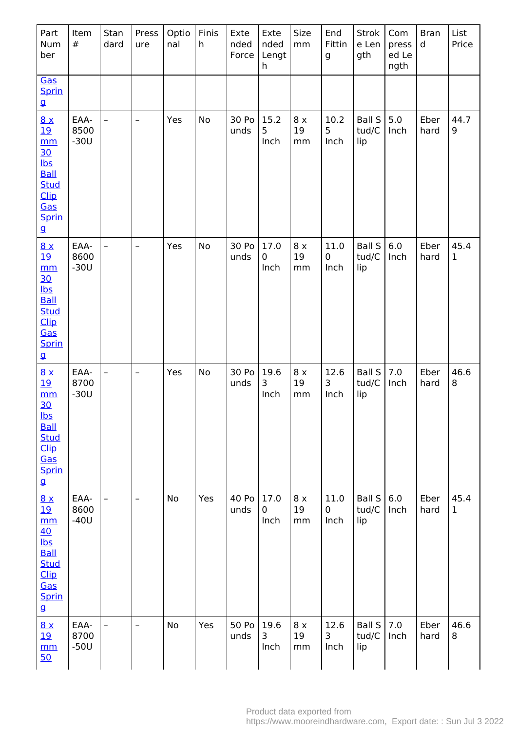| Part Number | Item # | Standard | Pressure | Optional | Finish | Extended Force | Extended Length | Size mm | End Fitting | Stroke Length | Compressed Length | Brand | List Price |
|---|---|---|---|---|---|---|---|---|---|---|---|---|---|
| Gas Spring | | | | | | | | | | | | | |
| 8 x 19 mm 30 lbs Ball Stud Clip Gas Spring | EAA-8500-30U | – | – | Yes | No | 30 Pounds | 15.25 Inch | 8 x 19 mm | 10.25 Inch | Ball Stud/Clip | 5.0 Inch | Eberhard | 44.79 |
| 8 x 19 mm 30 lbs Ball Stud Clip Gas Spring | EAA-8600-30U | – | – | Yes | No | 30 Pounds | 17.00 Inch | 8 x 19 mm | 11.00 Inch | Ball Stud/Clip | 6.0 Inch | Eberhard | 45.41 |
| 8 x 19 mm 30 lbs Ball Stud Clip Gas Spring | EAA-8700-30U | – | – | Yes | No | 30 Pounds | 19.63 Inch | 8 x 19 mm | 12.63 Inch | Ball Stud/Clip | 7.0 Inch | Eberhard | 46.68 |
| 8 x 19 mm 40 lbs Ball Stud Clip Gas Spring | EAA-8600-40U | – | – | No | Yes | 40 Pounds | 17.00 Inch | 8 x 19 mm | 11.00 Inch | Ball Stud/Clip | 6.0 Inch | Eberhard | 45.41 |
| 8 x 19 mm 50 | EAA-8700-50U | – | – | No | Yes | 50 Pounds | 19.63 Inch | 8 x 19 mm | 12.63 Inch | Ball Stud/Clip | 7.0 Inch | Eberhard | 46.68 |

Product data exported from https://www.mooreindhardware.com, Export date: : Sun Jul 3 2022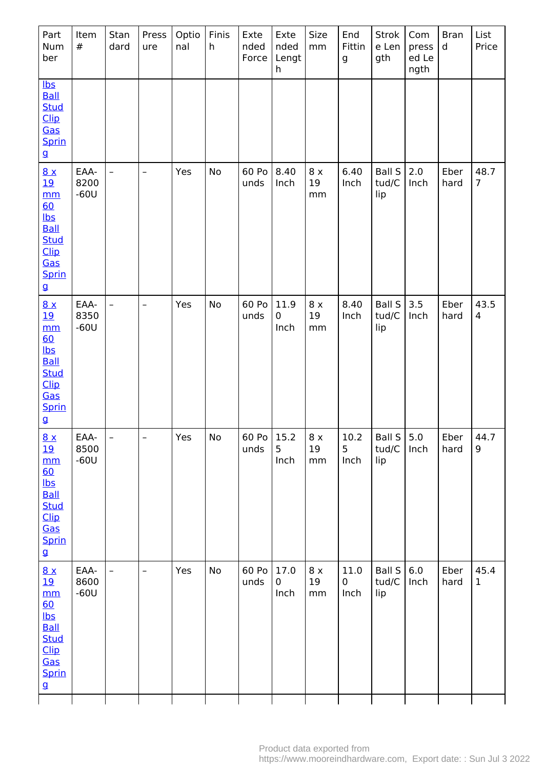| Part Number | Item # | Standard | Pressure | Optional | Finish | Extended Force | Extended Length | Size mm | End Fitting | Stroke Length | Compressed Length | Brand | List Price |
|---|---|---|---|---|---|---|---|---|---|---|---|---|---|
| lbs Ball Stud Clip Gas Spring | | | | | | | | | | | | | |
| 8 x 19 mm 60 lbs Ball Stud Clip Gas Spring | EAA-8200-60U | – | – | Yes | No | 60 Pounds | 8.40 Inch | 8 x 19 mm | 6.40 Inch | Ball Stud/Clip | 2.0 Inch | Eberhard | 48.77 |
| 8 x 19 mm 60 lbs Ball Stud Clip Gas Spring | EAA-8350-60U | – | – | Yes | No | 60 Pounds | 11.90 Inch | 8 x 19 mm | 8.40 Inch | Ball Stud/Clip | 3.5 Inch | Eberhard | 43.54 |
| 8 x 19 mm 60 lbs Ball Stud Clip Gas Spring | EAA-8500-60U | – | – | Yes | No | 60 Pounds | 15.25 Inch | 8 x 19 mm | 10.25 Inch | Ball Stud/Clip | 5.0 Inch | Eberhard | 44.79 |
| 8 x 19 mm 60 lbs Ball Stud Clip Gas Spring | EAA-8600-60U | – | – | Yes | No | 60 Pounds | 17.00 Inch | 8 x 19 mm | 11.00 Inch | Ball Stud/Clip | 6.0 Inch | Eberhard | 45.41 |

Product data exported from https://www.mooreindhardware.com, Export date: : Sun Jul 3 2022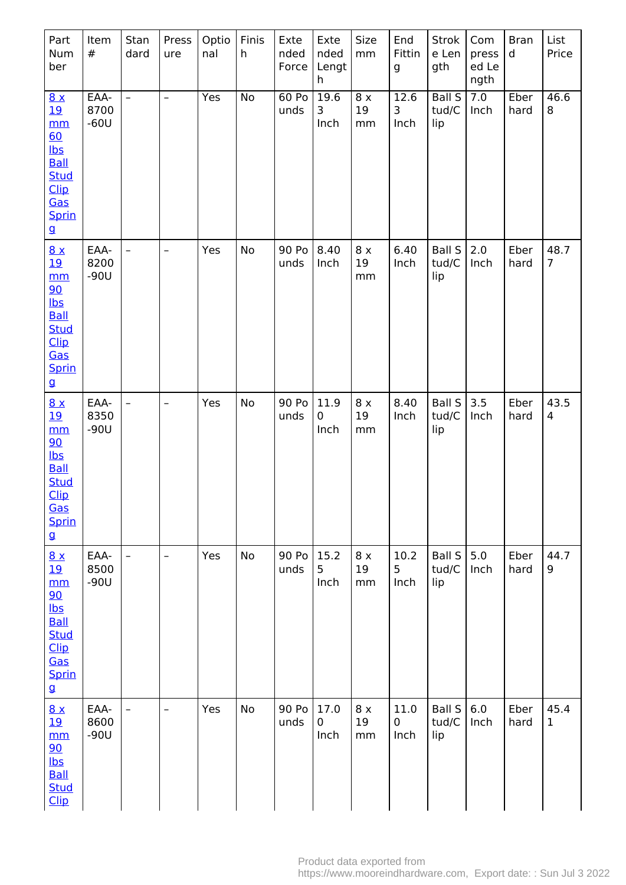| Part Number | Item # | Standard | Pressure | Optional | Finish | Extended Force | Extended Length | Size mm | End Fitting | Stroke Length | Compressed Length | Brand | List Price |
|---|---|---|---|---|---|---|---|---|---|---|---|---|---|
| 8 x 19 mm 60 lbs Ball Stud Clip Gas Spring | EAA-8700-60U | – | – | Yes | No | 60 Pounds | 19.63 Inch | 8 x 19 mm | 12.63 Inch | Ball Stud/Clip | 7.0 Inch | Eberhard | 46.68 |
| 8 x 19 mm 90 lbs Ball Stud Clip Gas Spring | EAA-8200-90U | – | – | Yes | No | 90 Pounds | 8.40 Inch | 8 x 19 mm | 6.40 Inch | Ball Stud/Clip | 2.0 Inch | Eberhard | 48.77 |
| 8 x 19 mm 90 lbs Ball Stud Clip Gas Spring | EAA-8350-90U | – | – | Yes | No | 90 Pounds | 11.90 Inch | 8 x 19 mm | 8.40 Inch | Ball Stud/Clip | 3.5 Inch | Eberhard | 43.54 |
| 8 x 19 mm 90 lbs Ball Stud Clip Gas Spring | EAA-8500-90U | – | – | Yes | No | 90 Pounds | 15.25 Inch | 8 x 19 mm | 10.25 Inch | Ball Stud/Clip | 5.0 Inch | Eberhard | 44.79 |
| 8 x 19 mm 90 lbs Ball Stud Clip | EAA-8600-90U | – | – | Yes | No | 90 Pounds | 17.00 Inch | 8 x 19 mm | 11.00 Inch | Ball Stud/Clip | 6.0 Inch | Eberhard | 45.41 |

Product data exported from https://www.mooreindhardware.com, Export date: : Sun Jul 3 2022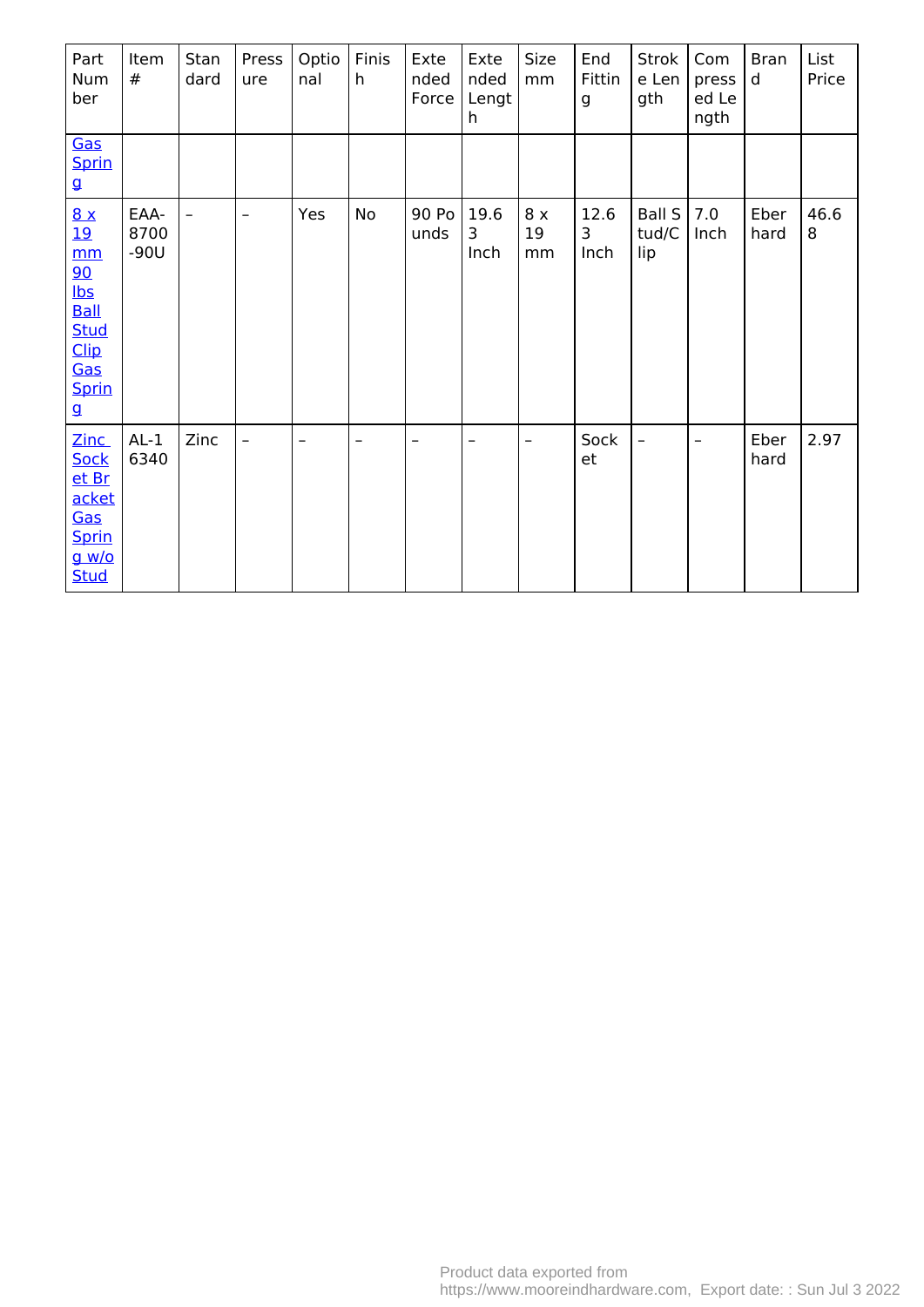| Part Number | Item # | Standard | Pressure | Optional | Finish | Extended Force | Extended Length | Size mm | End Fitting | Stroke Length | Compressed Length | Brand | List Price |
|---|---|---|---|---|---|---|---|---|---|---|---|---|---|
| Gas Spring | | | | | | | | | | | | | |
| 8 x 19 mm 90 lbs Ball Stud Clip Gas Spring | EAA-8700-90U | – | – | Yes | No | 90 Pounds | 19.63 Inch | 8 x 19 mm | 12.63 Inch | Ball Stud/Clip | 7.0 Inch | Eberhard | 46.68 |
| Zinc Socket Bracket Gas Spring w/o Stud | AL-16340 | Zinc | – | – | – | – | – | – | Socket | – | – | Eberhard | 2.97 |

Product data exported from https://www.mooreindhardware.com, Export date: : Sun Jul 3 2022